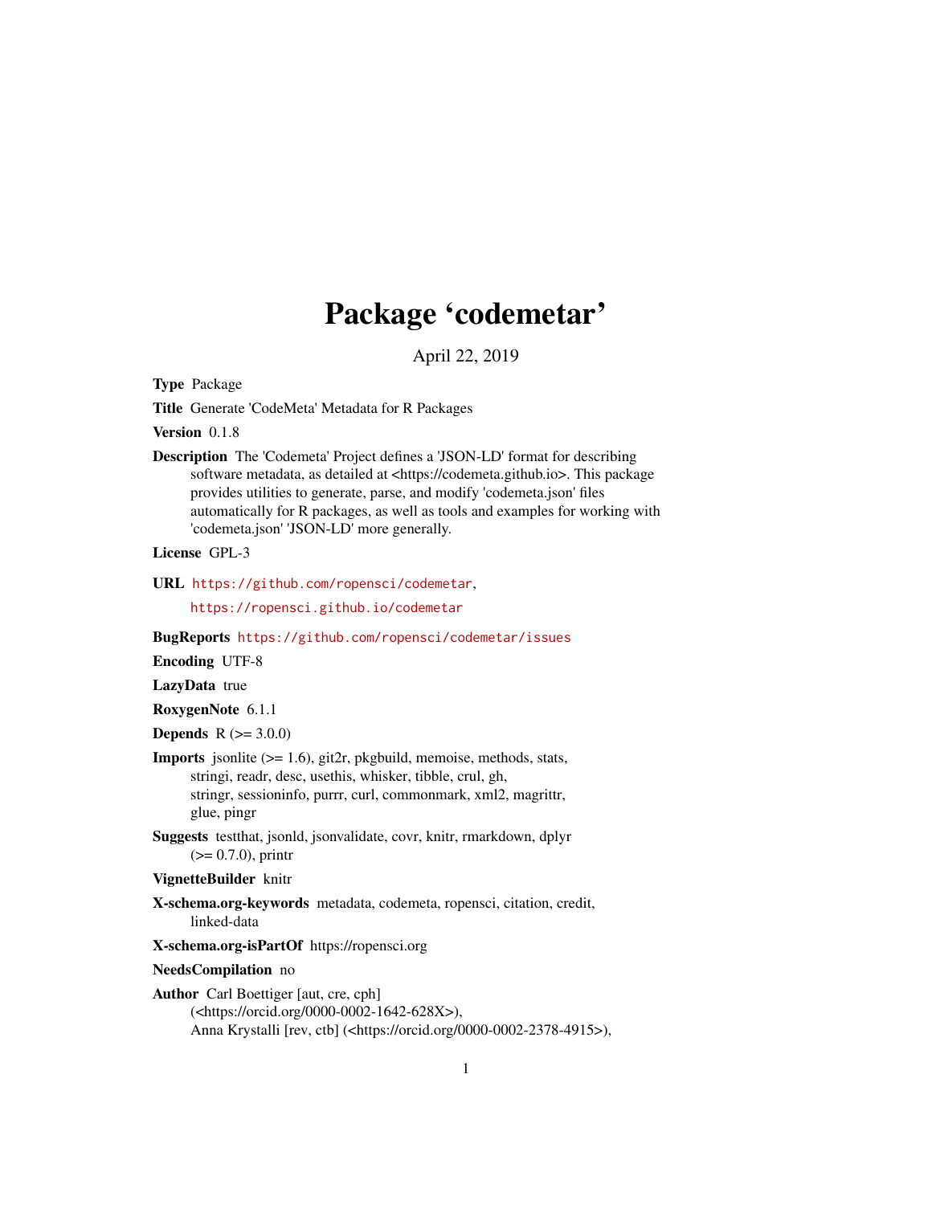# Package 'codemetar'

April 22, 2019

**Type** Package

**Title** Generate 'CodeMeta' Metadata for R Packages

**Version** 0.1.8

**Description** The 'Codemeta' Project defines a 'JSON-LD' format for describing software metadata, as detailed at <https://codemeta.github.io>. This package provides utilities to generate, parse, and modify 'codemeta.json' files automatically for R packages, as well as tools and examples for working with 'codemeta.json' 'JSON-LD' more generally.

**License** GPL-3

**URL** https://github.com/ropensci/codemetar, https://ropensci.github.io/codemetar

**BugReports** https://github.com/ropensci/codemetar/issues

**Encoding** UTF-8

**LazyData** true

**RoxygenNote** 6.1.1

**Depends** R (>= 3.0.0)

**Imports** jsonlite (>= 1.6), git2r, pkgbuild, memoise, methods, stats, stringi, readr, desc, usethis, whisker, tibble, crul, gh, stringr, sessioninfo, purrr, curl, commonmark, xml2, magrittr, glue, pingr

**Suggests** testthat, jsonld, jsonvalidate, covr, knitr, rmarkdown, dplyr (>= 0.7.0), printr

**VignetteBuilder** knitr

**X-schema.org-keywords** metadata, codemeta, ropensci, citation, credit, linked-data

**X-schema.org-isPartOf** https://ropensci.org

**NeedsCompilation** no

**Author** Carl Boettiger [aut, cre, cph] (<https://orcid.org/0000-0002-1642-628X>), Anna Krystalli [rev, ctb] (<https://orcid.org/0000-0002-2378-4915>),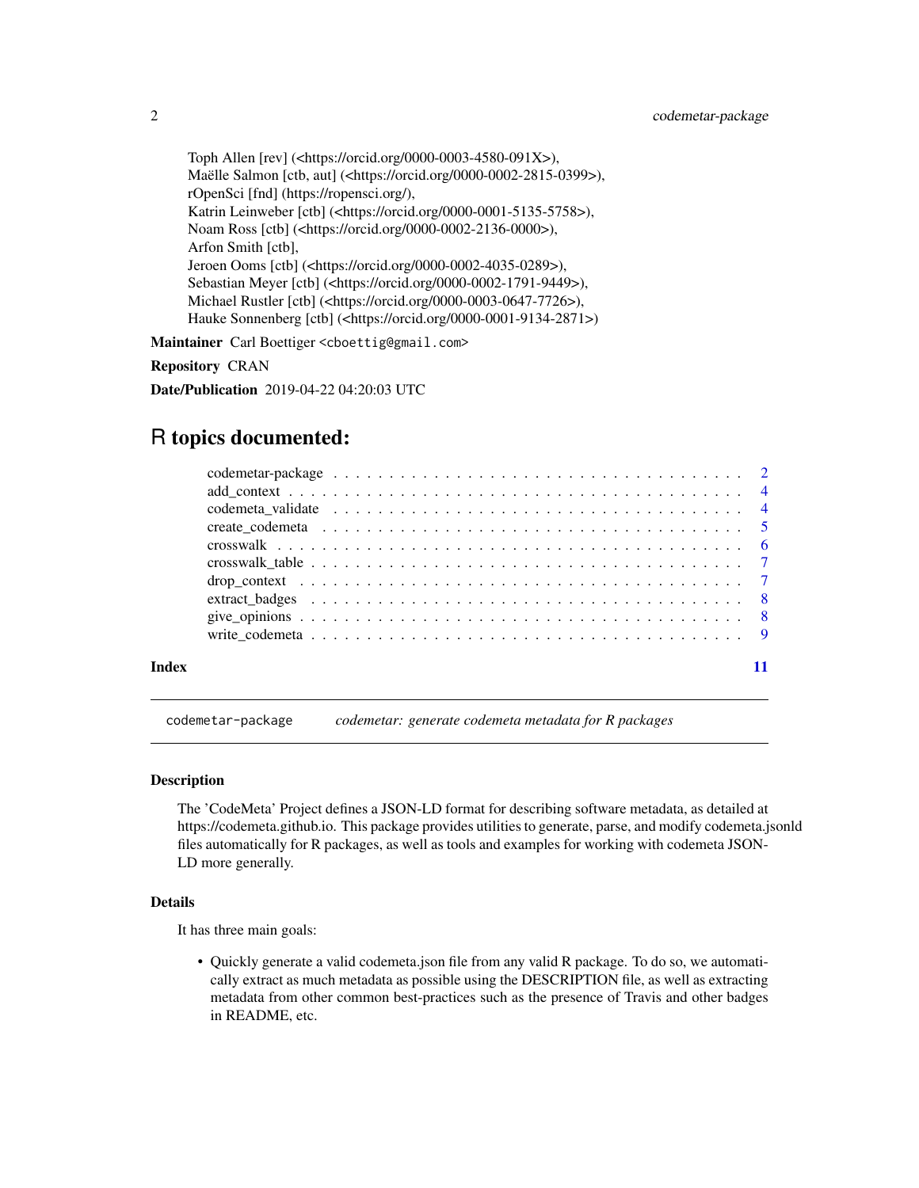Toph Allen [rev] (<https://orcid.org/0000-0003-4580-091X>),
Maëlle Salmon [ctb, aut] (<https://orcid.org/0000-0002-2815-0399>),
rOpenSci [fnd] (https://ropensci.org/),
Katrin Leinweber [ctb] (<https://orcid.org/0000-0001-5135-5758>),
Noam Ross [ctb] (<https://orcid.org/0000-0002-2136-0000>),
Arfon Smith [ctb],
Jeroen Ooms [ctb] (<https://orcid.org/0000-0002-4035-0289>),
Sebastian Meyer [ctb] (<https://orcid.org/0000-0002-1791-9449>),
Michael Rustler [ctb] (<https://orcid.org/0000-0003-0647-7726>),
Hauke Sonnenberg [ctb] (<https://orcid.org/0000-0001-9134-2871>)

**Maintainer** Carl Boettiger <cboettig@gmail.com>

**Repository** CRAN

**Date/Publication** 2019-04-22 04:20:03 UTC

# R topics documented:

- codemetar-package . . . . . . . . . . 2
- add_context . . . . . . . . . . 4
- codemeta_validate . . . . . . . . . . 4
- create_codemeta . . . . . . . . . . 5
- crosswalk . . . . . . . . . . 6
- crosswalk_table . . . . . . . . . . 7
- drop_context . . . . . . . . . . 7
- extract_badges . . . . . . . . . . 8
- give_opinions . . . . . . . . . . 8
- write_codemeta . . . . . . . . . . 9

**Index** 11

---

`codemetar-package` *codemetar: generate codemeta metadata for R packages*

---

### Description

The 'CodeMeta' Project defines a JSON-LD format for describing software metadata, as detailed at https://codemeta.github.io. This package provides utilities to generate, parse, and modify codemeta.jsonld files automatically for R packages, as well as tools and examples for working with codemeta JSON-LD more generally.

### Details

It has three main goals:

- Quickly generate a valid codemeta.json file from any valid R package. To do so, we automatically extract as much metadata as possible using the DESCRIPTION file, as well as extracting metadata from other common best-practices such as the presence of Travis and other badges in README, etc.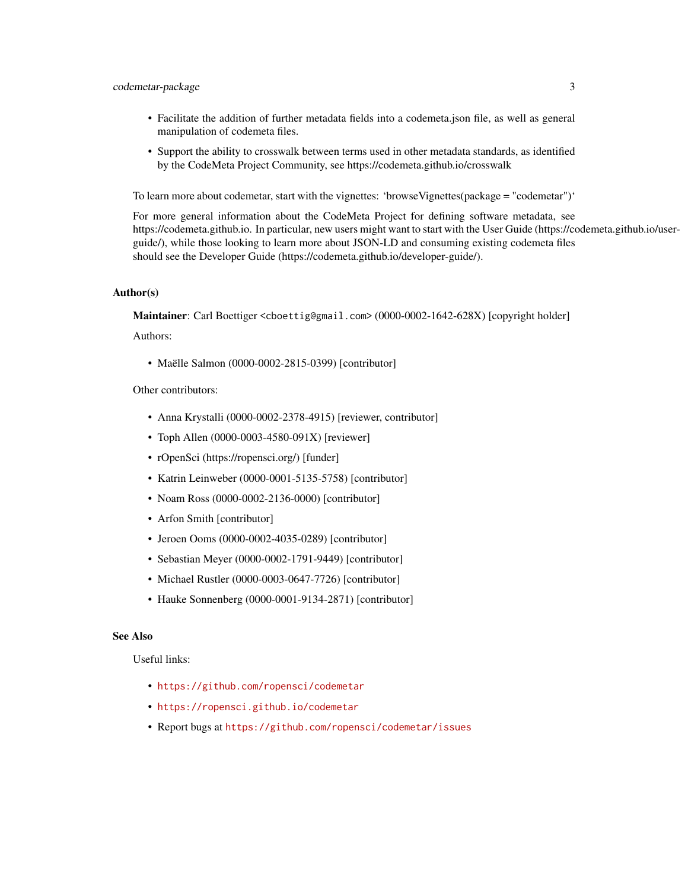- Facilitate the addition of further metadata fields into a codemeta.json file, as well as general manipulation of codemeta files.
- Support the ability to crosswalk between terms used in other metadata standards, as identified by the CodeMeta Project Community, see https://codemeta.github.io/crosswalk

To learn more about codemetar, start with the vignettes: 'browseVignettes(package = "codemetar")'

For more general information about the CodeMeta Project for defining software metadata, see https://codemeta.github.io. In particular, new users might want to start with the User Guide (https://codemeta.github.io/user-guide/), while those looking to learn more about JSON-LD and consuming existing codemeta files should see the Developer Guide (https://codemeta.github.io/developer-guide/).

## Author(s)

**Maintainer**: Carl Boettiger <cboettig@gmail.com> (0000-0002-1642-628X) [copyright holder]

Authors:

- Maëlle Salmon (0000-0002-2815-0399) [contributor]

Other contributors:

- Anna Krystalli (0000-0002-2378-4915) [reviewer, contributor]
- Toph Allen (0000-0003-4580-091X) [reviewer]
- rOpenSci (https://ropensci.org/) [funder]
- Katrin Leinweber (0000-0001-5135-5758) [contributor]
- Noam Ross (0000-0002-2136-0000) [contributor]
- Arfon Smith [contributor]
- Jeroen Ooms (0000-0002-4035-0289) [contributor]
- Sebastian Meyer (0000-0002-1791-9449) [contributor]
- Michael Rustler (0000-0003-0647-7726) [contributor]
- Hauke Sonnenberg (0000-0001-9134-2871) [contributor]

## See Also

Useful links:

- https://github.com/ropensci/codemetar
- https://ropensci.github.io/codemetar
- Report bugs at https://github.com/ropensci/codemetar/issues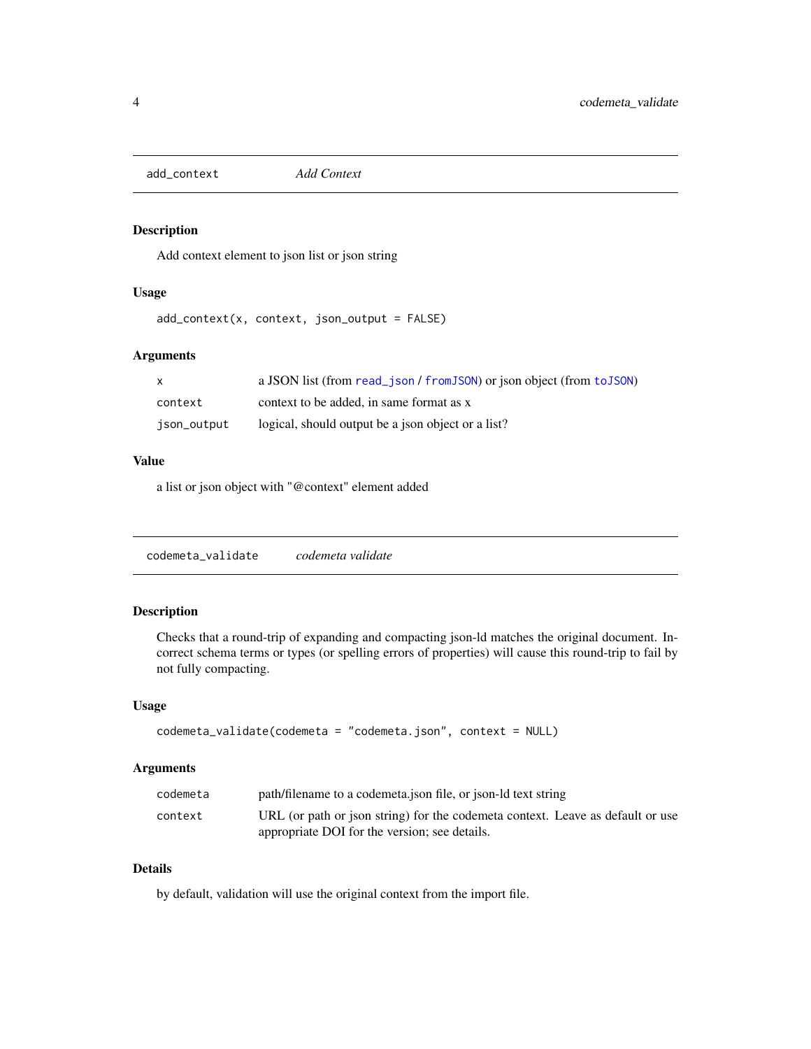## add_context — *Add Context*

### Description

Add context element to json list or json string

### Usage

```
add_context(x, context, json_output = FALSE)
```

### Arguments

| | |
|---|---|
| `x` | a JSON list (from `read_json` / `fromJSON`) or json object (from `toJSON`) |
| `context` | context to be added, in same format as x |
| `json_output` | logical, should output be a json object or a list? |

### Value

a list or json object with "@context" element added

## codemeta_validate — *codemeta validate*

### Description

Checks that a round-trip of expanding and compacting json-ld matches the original document. Incorrect schema terms or types (or spelling errors of properties) will cause this round-trip to fail by not fully compacting.

### Usage

```
codemeta_validate(codemeta = "codemeta.json", context = NULL)
```

### Arguments

| | |
|---|---|
| `codemeta` | path/filename to a codemeta.json file, or json-ld text string |
| `context` | URL (or path or json string) for the codemeta context. Leave as default or use appropriate DOI for the version; see details. |

### Details

by default, validation will use the original context from the import file.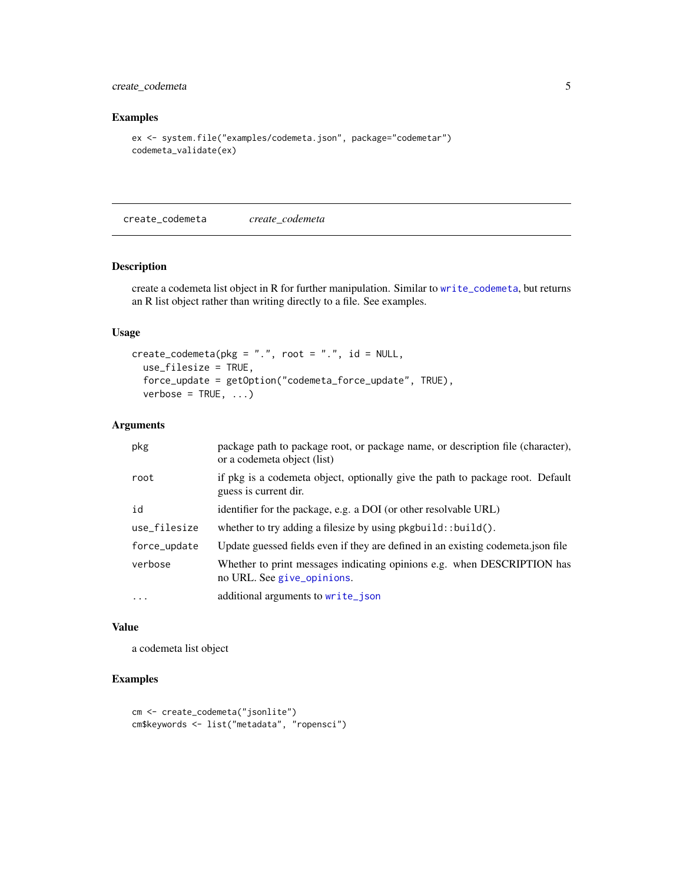### Examples

```
ex <- system.file("examples/codemeta.json", package="codemetar")
codemeta_validate(ex)
```

---

## create_codemeta &nbsp;&nbsp;&nbsp; *create_codemeta*

---

### Description

create a codemeta list object in R for further manipulation. Similar to write_codemeta, but returns an R list object rather than writing directly to a file. See examples.

### Usage

```
create_codemeta(pkg = ".", root = ".", id = NULL,
  use_filesize = TRUE,
  force_update = getOption("codemeta_force_update", TRUE),
  verbose = TRUE, ...)
```

### Arguments

| | |
|---|---|
| pkg | package path to package root, or package name, or description file (character), or a codemeta object (list) |
| root | if pkg is a codemeta object, optionally give the path to package root. Default guess is current dir. |
| id | identifier for the package, e.g. a DOI (or other resolvable URL) |
| use_filesize | whether to try adding a filesize by using `pkgbuild::build()`. |
| force_update | Update guessed fields even if they are defined in an existing codemeta.json file |
| verbose | Whether to print messages indicating opinions e.g. when DESCRIPTION has no URL. See give_opinions. |
| ... | additional arguments to write_json |

### Value

a codemeta list object

### Examples

```
cm <- create_codemeta("jsonlite")
cm$keywords <- list("metadata", "ropensci")
```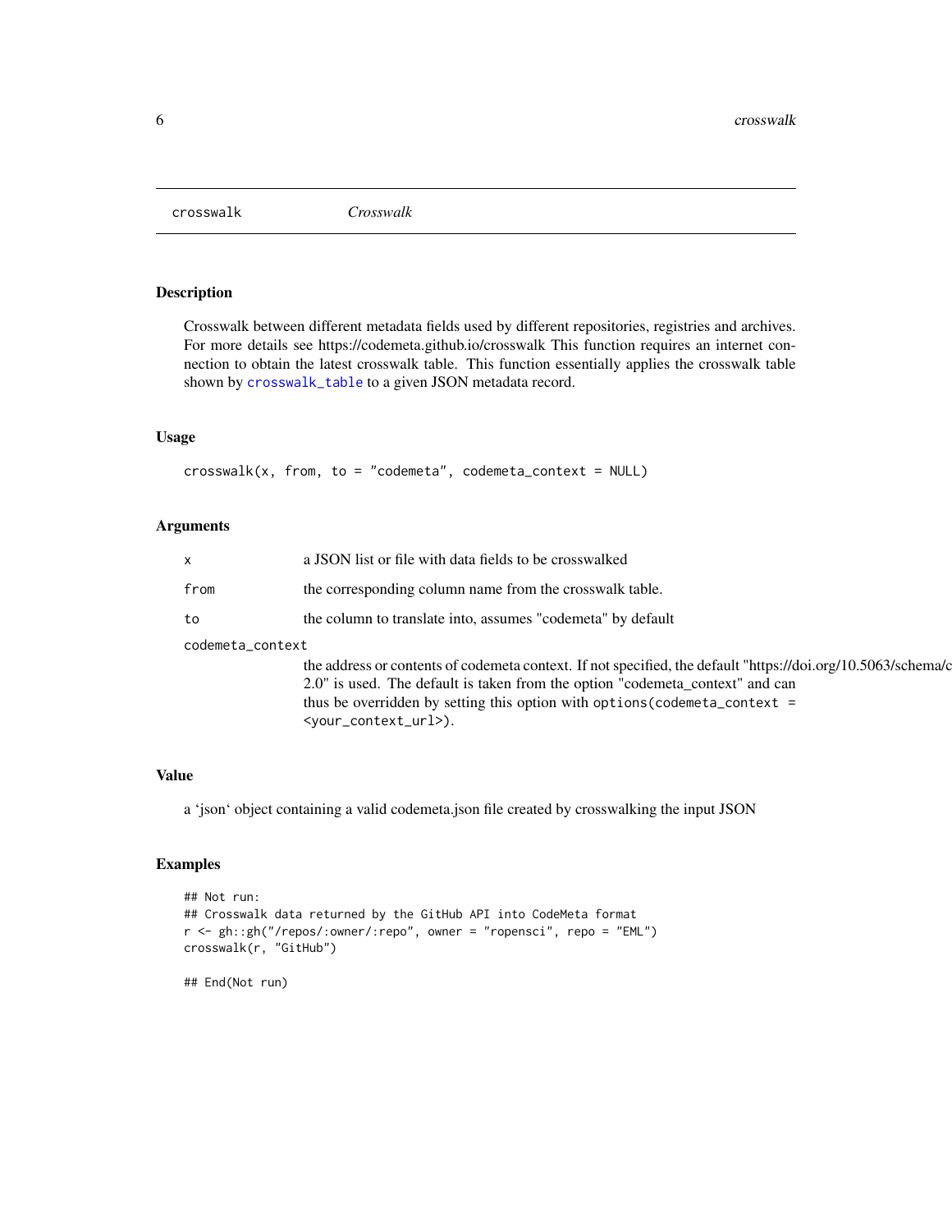crosswalk *Crosswalk*

## Description

Crosswalk between different metadata fields used by different repositories, registries and archives. For more details see https://codemeta.github.io/crosswalk This function requires an internet connection to obtain the latest crosswalk table. This function essentially applies the crosswalk table shown by `crosswalk_table` to a given JSON metadata record.

## Usage

```
crosswalk(x, from, to = "codemeta", codemeta_context = NULL)
```

## Arguments

| | |
|---|---|
| `x` | a JSON list or file with data fields to be crosswalked |
| `from` | the corresponding column name from the crosswalk table. |
| `to` | the column to translate into, assumes "codemeta" by default |
| `codemeta_context` | the address or contents of codemeta context. If not specified, the default "https://doi.org/10.5063/schema/c 2.0" is used. The default is taken from the option "codemeta_context" and can thus be overridden by setting this option with `options(codemeta_context = <your_context_url>)`. |

## Value

a 'json' object containing a valid codemeta.json file created by crosswalking the input JSON

## Examples

```
## Not run:
## Crosswalk data returned by the GitHub API into CodeMeta format
r <- gh::gh("/repos/:owner/:repo", owner = "ropensci", repo = "EML")
crosswalk(r, "GitHub")

## End(Not run)
```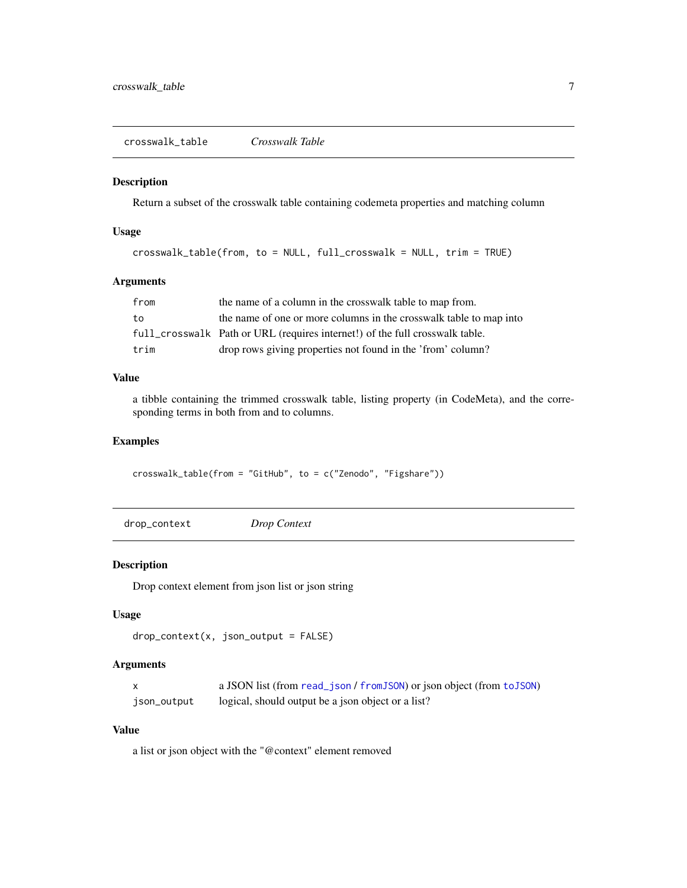## crosswalk_table *Crosswalk Table*

### Description

Return a subset of the crosswalk table containing codemeta properties and matching column

### Usage

```
crosswalk_table(from, to = NULL, full_crosswalk = NULL, trim = TRUE)
```

### Arguments

| | |
|---|---|
| from | the name of a column in the crosswalk table to map from. |
| to | the name of one or more columns in the crosswalk table to map into |
| full_crosswalk | Path or URL (requires internet!) of the full crosswalk table. |
| trim | drop rows giving properties not found in the 'from' column? |

### Value

a tibble containing the trimmed crosswalk table, listing property (in CodeMeta), and the corresponding terms in both from and to columns.

### Examples

```
crosswalk_table(from = "GitHub", to = c("Zenodo", "Figshare"))
```

## drop_context *Drop Context*

### Description

Drop context element from json list or json string

### Usage

```
drop_context(x, json_output = FALSE)
```

### Arguments

| | |
|---|---|
| x | a JSON list (from read_json / fromJSON) or json object (from toJSON) |
| json_output | logical, should output be a json object or a list? |

### Value

a list or json object with the "@context" element removed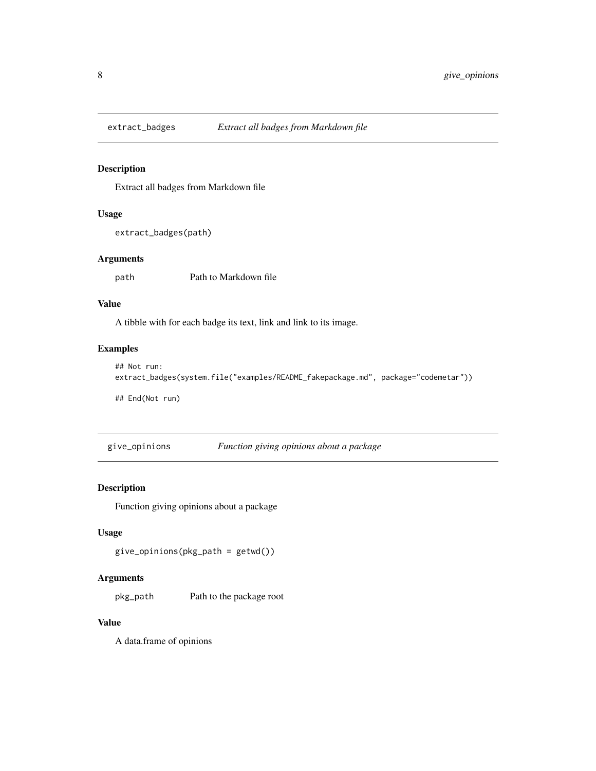## extract_badges — *Extract all badges from Markdown file*

### Description

Extract all badges from Markdown file

### Usage

```
extract_badges(path)
```

### Arguments

| | |
|---|---|
| path | Path to Markdown file |

### Value

A tibble with for each badge its text, link and link to its image.

### Examples

```
## Not run:
extract_badges(system.file("examples/README_fakepackage.md", package="codemetar"))

## End(Not run)
```

## give_opinions — *Function giving opinions about a package*

### Description

Function giving opinions about a package

### Usage

```
give_opinions(pkg_path = getwd())
```

### Arguments

| | |
|---|---|
| pkg_path | Path to the package root |

### Value

A data.frame of opinions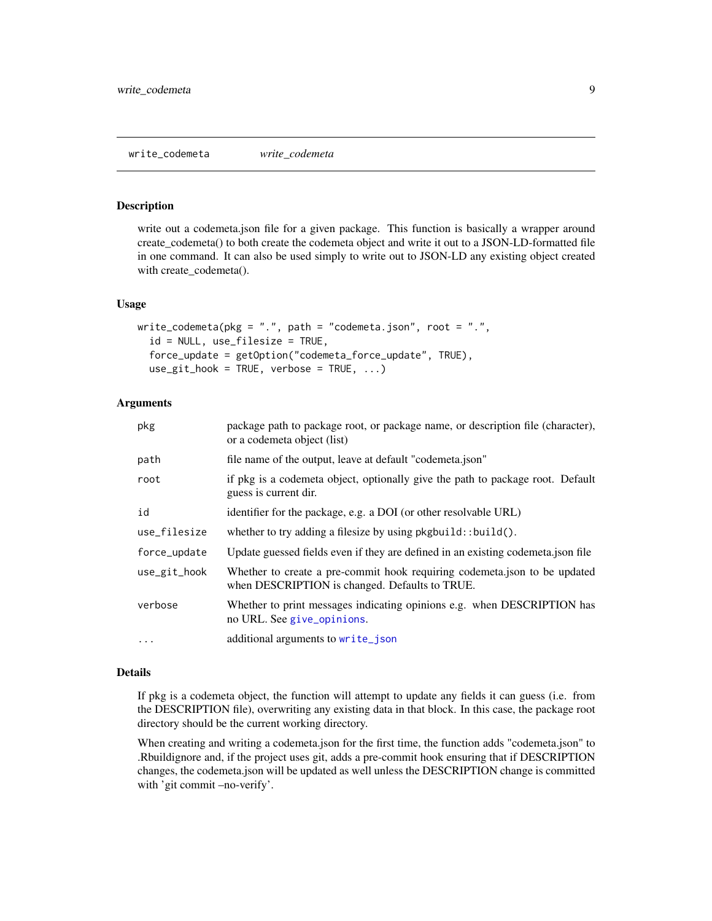## write_codemeta *write_codemeta*

### Description

write out a codemeta.json file for a given package. This function is basically a wrapper around create_codemeta() to both create the codemeta object and write it out to a JSON-LD-formatted file in one command. It can also be used simply to write out to JSON-LD any existing object created with create_codemeta().

### Usage

```
write_codemeta(pkg = ".", path = "codemeta.json", root = ".",
  id = NULL, use_filesize = TRUE,
  force_update = getOption("codemeta_force_update", TRUE),
  use_git_hook = TRUE, verbose = TRUE, ...)
```

### Arguments

| | |
|---|---|
| `pkg` | package path to package root, or package name, or description file (character), or a codemeta object (list) |
| `path` | file name of the output, leave at default "codemeta.json" |
| `root` | if pkg is a codemeta object, optionally give the path to package root. Default guess is current dir. |
| `id` | identifier for the package, e.g. a DOI (or other resolvable URL) |
| `use_filesize` | whether to try adding a filesize by using `pkgbuild::build()`. |
| `force_update` | Update guessed fields even if they are defined in an existing codemeta.json file |
| `use_git_hook` | Whether to create a pre-commit hook requiring codemeta.json to be updated when DESCRIPTION is changed. Defaults to TRUE. |
| `verbose` | Whether to print messages indicating opinions e.g. when DESCRIPTION has no URL. See `give_opinions`. |
| `...` | additional arguments to `write_json` |

### Details

If pkg is a codemeta object, the function will attempt to update any fields it can guess (i.e. from the DESCRIPTION file), overwriting any existing data in that block. In this case, the package root directory should be the current working directory.

When creating and writing a codemeta.json for the first time, the function adds "codemeta.json" to .Rbuildignore and, if the project uses git, adds a pre-commit hook ensuring that if DESCRIPTION changes, the codemeta.json will be updated as well unless the DESCRIPTION change is committed with 'git commit –no-verify'.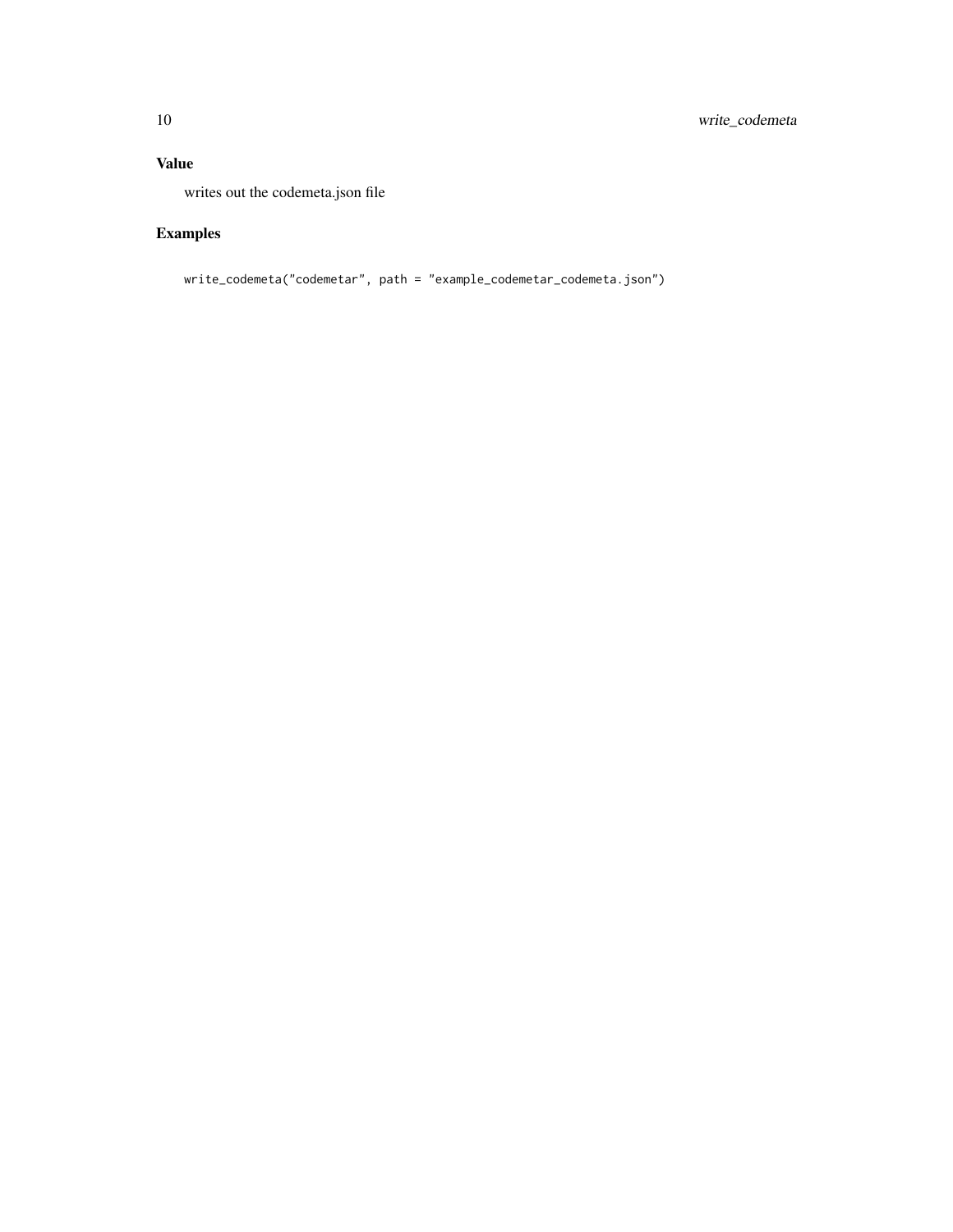## Value

writes out the codemeta.json file

## Examples

```
write_codemeta("codemetar", path = "example_codemetar_codemeta.json")
```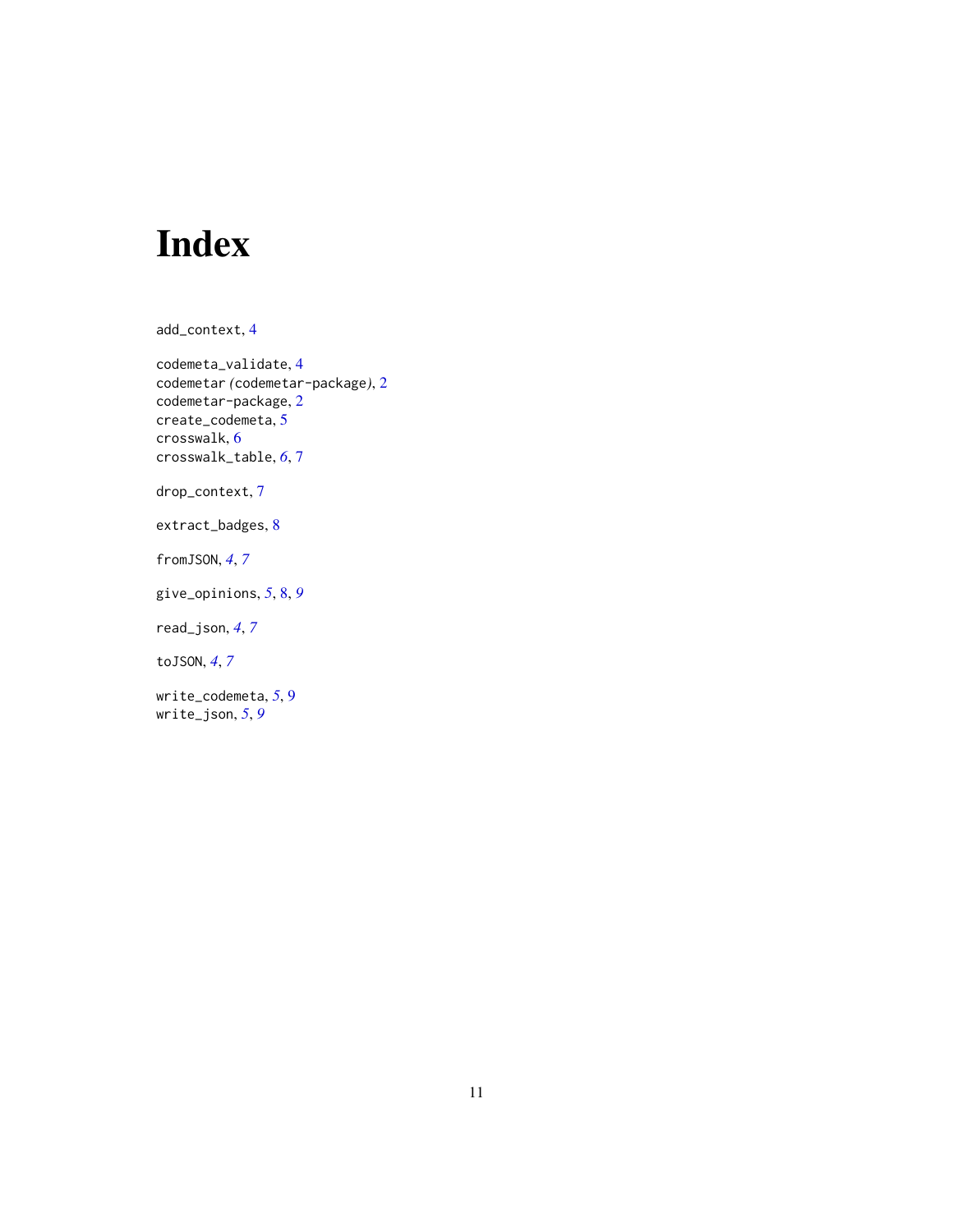# Index

add_context, 4

codemeta_validate, 4
codemetar (codemetar-package), 2
codemetar-package, 2
create_codemeta, 5
crosswalk, 6
crosswalk_table, *6*, 7

drop_context, 7

extract_badges, 8

fromJSON, *4*, *7*

give_opinions, *5*, 8, *9*

read_json, *4*, *7*

toJSON, *4*, *7*

write_codemeta, *5*, 9
write_json, *5*, *9*